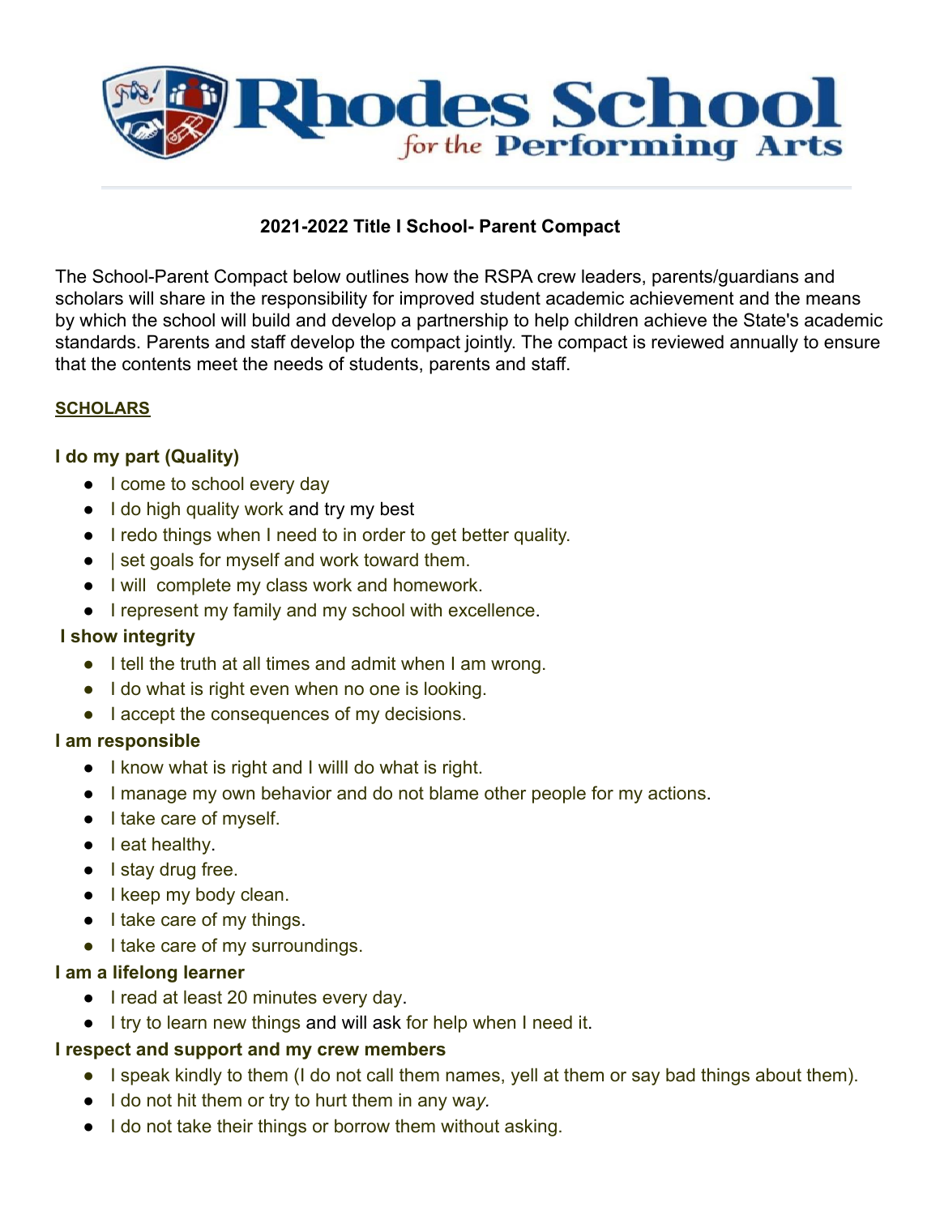# Rhodes School for the Performing Arts

**2021-2022 Title I School- Parent Compact**

The School-Parent Compact below outlines how the RSPA crew leaders, parents/guardians and scholars will share in the responsibility for improved student academic achievement and the means by which the school will build and develop a partnership to help children achieve the State's academic standards. Parents and staff develop the compact jointly. The compact is reviewed annually to ensure that the contents meet the needs of students, parents and staff.

**SCHOLARS**

**I do my part (Quality)**

- I come to school every day
- I do high quality work and try my best
- I redo things when I need to in order to get better quality.
- | set goals for myself and work toward them.
- I will complete my class work and homework.
- I represent my family and my school with excellence.

**I show integrity**

- I tell the truth at all times and admit when I am wrong.
- I do what is right even when no one is looking.
- I accept the consequences of my decisions.

**I am responsible**

- I know what is right and I willl do what is right.
- I manage my own behavior and do not blame other people for my actions.
- I take care of myself.
- I eat healthy.
- I stay drug free.
- I keep my body clean.
- I take care of my things.
- I take care of my surroundings.

**I am a lifelong learner**

- I read at least 20 minutes every day.
- I try to learn new things and will ask for help when I need it.

**I respect and support and my crew members**

- I speak kindly to them (I do not call them names, yell at them or say bad things about them).
- I do not hit them or try to hurt them in any way.
- I do not take their things or borrow them without asking.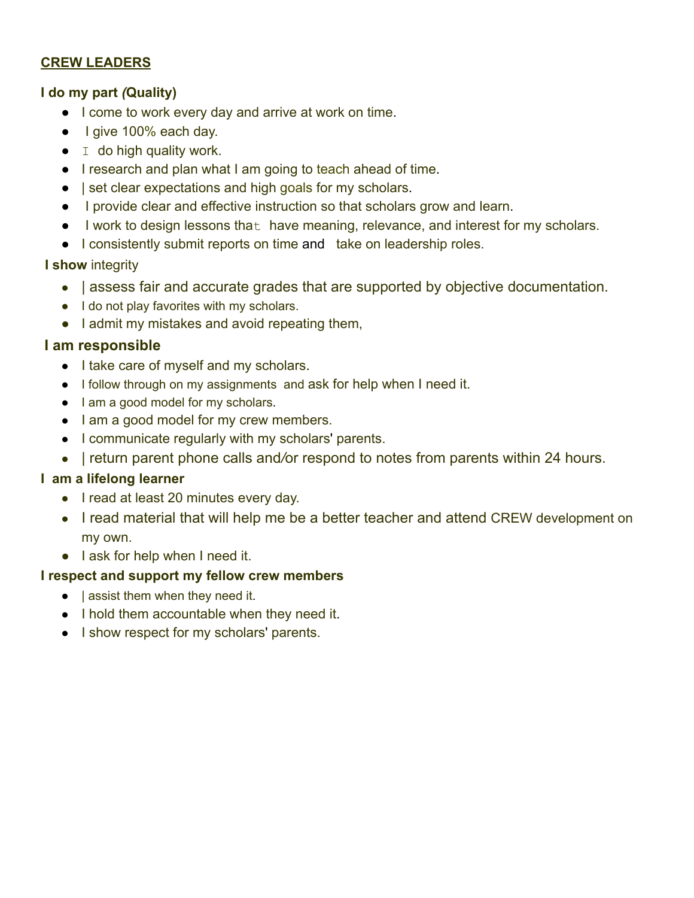**<u>CREW LEADERS</u>**

**I do my part *(*Quality)**

- I come to work every day and arrive at work on time.
- I give 100% each day.
- I do high quality work.
- I research and plan what I am going to teach ahead of time.
- | set clear expectations and high goals for my scholars.
- I provide clear and effective instruction so that scholars grow and learn.
- I work to design lessons that have meaning, relevance, and interest for my scholars.
- I consistently submit reports on time and take on leadership roles.

**I show** integrity

- | assess fair and accurate grades that are supported by objective documentation.
- I do not play favorites with my scholars.
- I admit my mistakes and avoid repeating them,

**I am responsible**

- I take care of myself and my scholars.
- I follow through on my assignments and ask for help when I need it.
- I am a good model for my scholars.
- I am a good model for my crew members.
- I communicate regularly with my scholars' parents.
- | return parent phone calls and/or respond to notes from parents within 24 hours.

**I am a lifelong learner**

- I read at least 20 minutes every day.
- I read material that will help me be a better teacher and attend CREW development on my own.
- I ask for help when I need it.

**I respect and support my fellow crew members**

- | assist them when they need it.
- I hold them accountable when they need it.
- I show respect for my scholars' parents.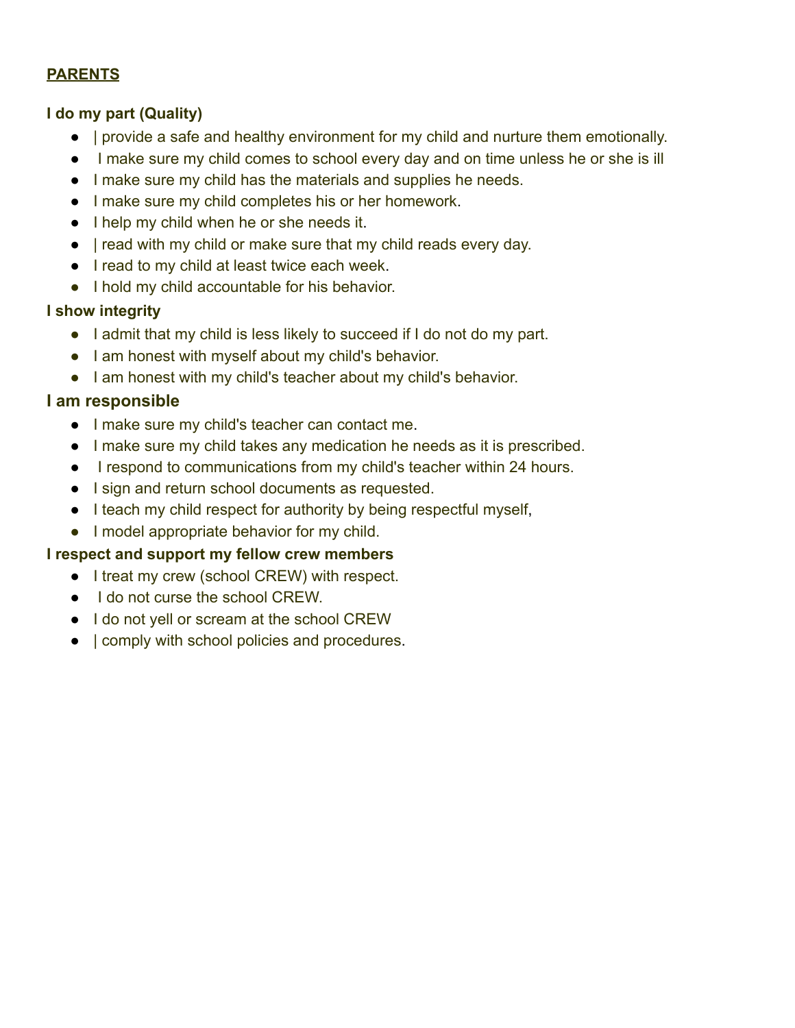**PARENTS**

### I do my part (Quality)

- | provide a safe and healthy environment for my child and nurture them emotionally.
- I make sure my child comes to school every day and on time unless he or she is ill
- I make sure my child has the materials and supplies he needs.
- I make sure my child completes his or her homework.
- I help my child when he or she needs it.
- | read with my child or make sure that my child reads every day.
- I read to my child at least twice each week.
- I hold my child accountable for his behavior.

### I show integrity

- I admit that my child is less likely to succeed if I do not do my part.
- I am honest with myself about my child's behavior.
- I am honest with my child's teacher about my child's behavior.

### I am responsible

- I make sure my child's teacher can contact me.
- I make sure my child takes any medication he needs as it is prescribed.
- I respond to communications from my child's teacher within 24 hours.
- I sign and return school documents as requested.
- I teach my child respect for authority by being respectful myself,
- I model appropriate behavior for my child.

### I respect and support my fellow crew members

- I treat my crew (school CREW) with respect.
- I do not curse the school CREW.
- I do not yell or scream at the school CREW
- | comply with school policies and procedures.